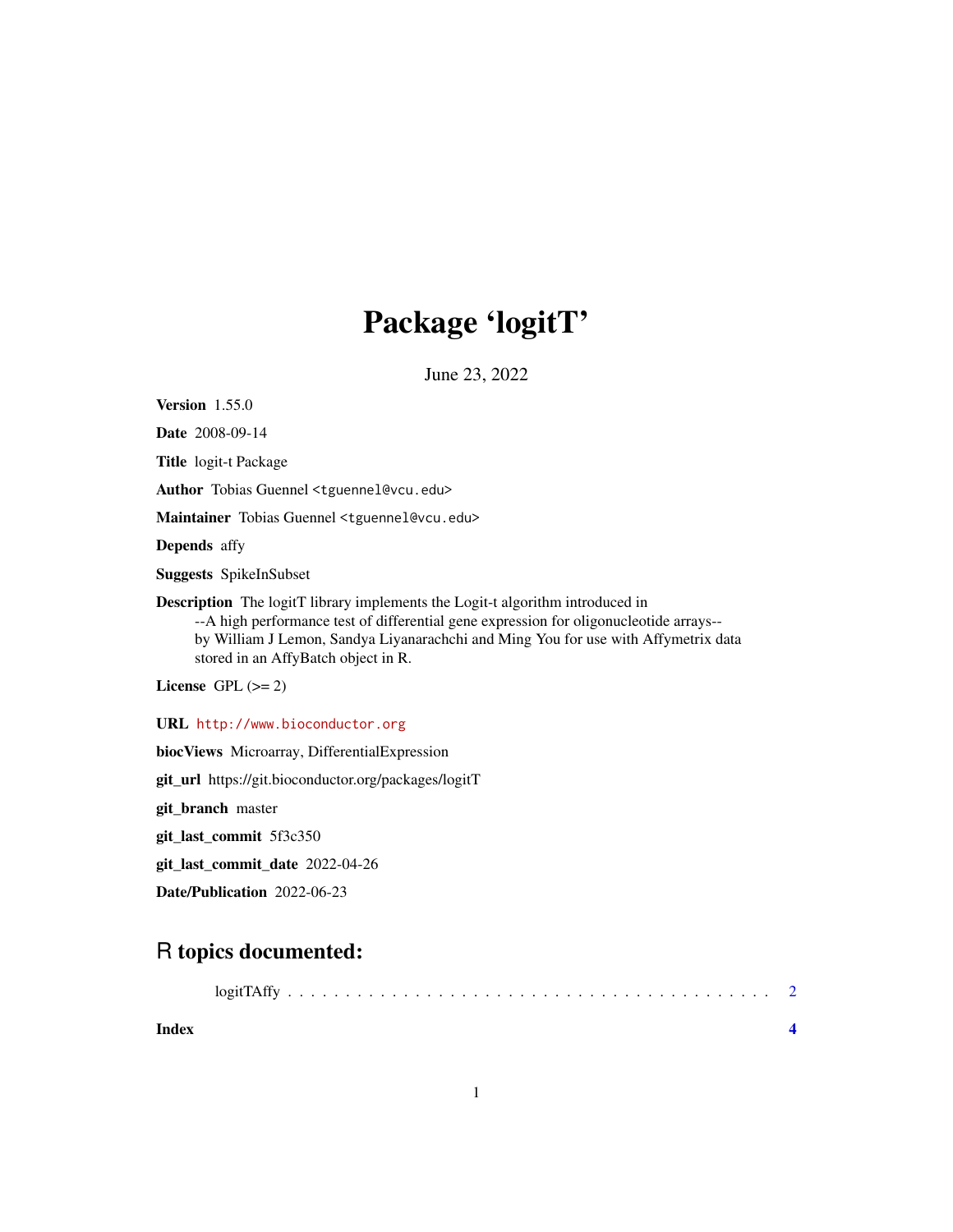# Package 'logitT'

June 23, 2022

**Version** 1.55.0

**Date** 2008-09-14

**Title** logit-t Package

**Author** Tobias Guennel <tguennel@vcu.edu>

**Maintainer** Tobias Guennel <tguennel@vcu.edu>

**Depends** affy

**Suggests** SpikeInSubset

**Description** The logitT library implements the Logit-t algorithm introduced in --A high performance test of differential gene expression for oligonucleotide arrays-- by William J Lemon, Sandya Liyanarachchi and Ming You for use with Affymetrix data stored in an AffyBatch object in R.

**License** GPL (>= 2)

**URL** http://www.bioconductor.org

**biocViews** Microarray, DifferentialExpression

**git_url** https://git.bioconductor.org/packages/logitT

**git_branch** master

**git_last_commit** 5f3c350

**git_last_commit_date** 2022-04-26

**Date/Publication** 2022-06-23

## R topics documented:

logitTAffy . . . . . . . . . . . . . . . . . . . . . . . . . . . . . . . . . . . . . . . . 2

**Index** **4**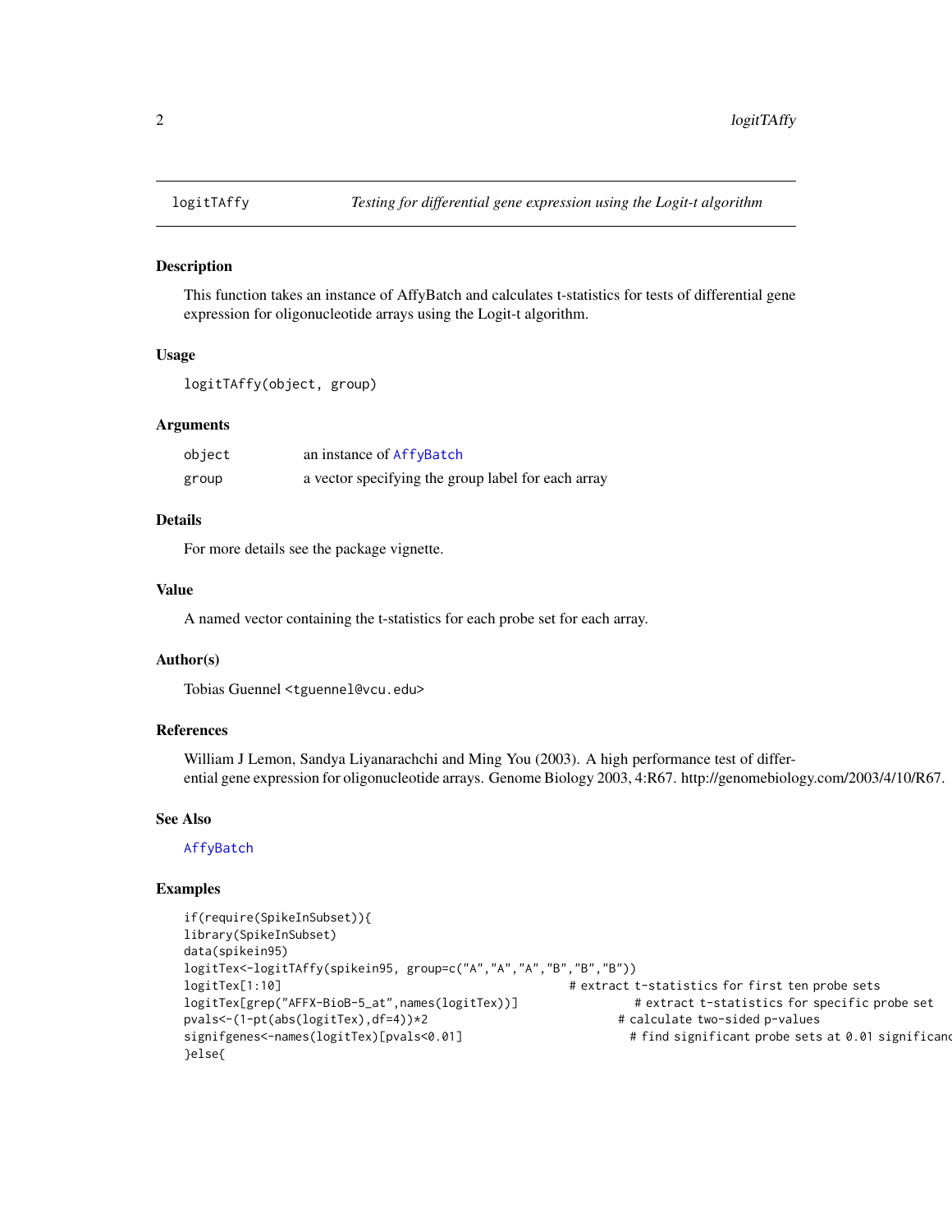`logitTAffy` *Testing for differential gene expression using the Logit-t algorithm*

## Description

This function takes an instance of AffyBatch and calculates t-statistics for tests of differential gene expression for oligonucleotide arrays using the Logit-t algorithm.

## Usage

```
logitTAffy(object, group)
```

## Arguments

| | |
|---|---|
| `object` | an instance of `AffyBatch` |
| `group` | a vector specifying the group label for each array |

## Details

For more details see the package vignette.

## Value

A named vector containing the t-statistics for each probe set for each array.

## Author(s)

Tobias Guennel <tguennel@vcu.edu>

## References

William J Lemon, Sandya Liyanarachchi and Ming You (2003). A high performance test of differential gene expression for oligonucleotide arrays. Genome Biology 2003, 4:R67. http://genomebiology.com/2003/4/10/R67.

## See Also

`AffyBatch`

## Examples

```
if(require(SpikeInSubset)){
library(SpikeInSubset)
data(spikein95)
logitTex<-logitTAffy(spikein95, group=c("A","A","A","B","B","B"))
logitTex[1:10]                                      # extract t-statistics for first ten probe sets
logitTex[grep("AFFX-BioB-5_at",names(logitTex))]               # extract t-statistics for specific probe set
pvals<-(1-pt(abs(logitTex),df=4))*2                          # calculate two-sided p-values
signifgenes<-names(logitTex)[pvals<0.01]                       # find significant probe sets at 0.01 significanc
}else{
```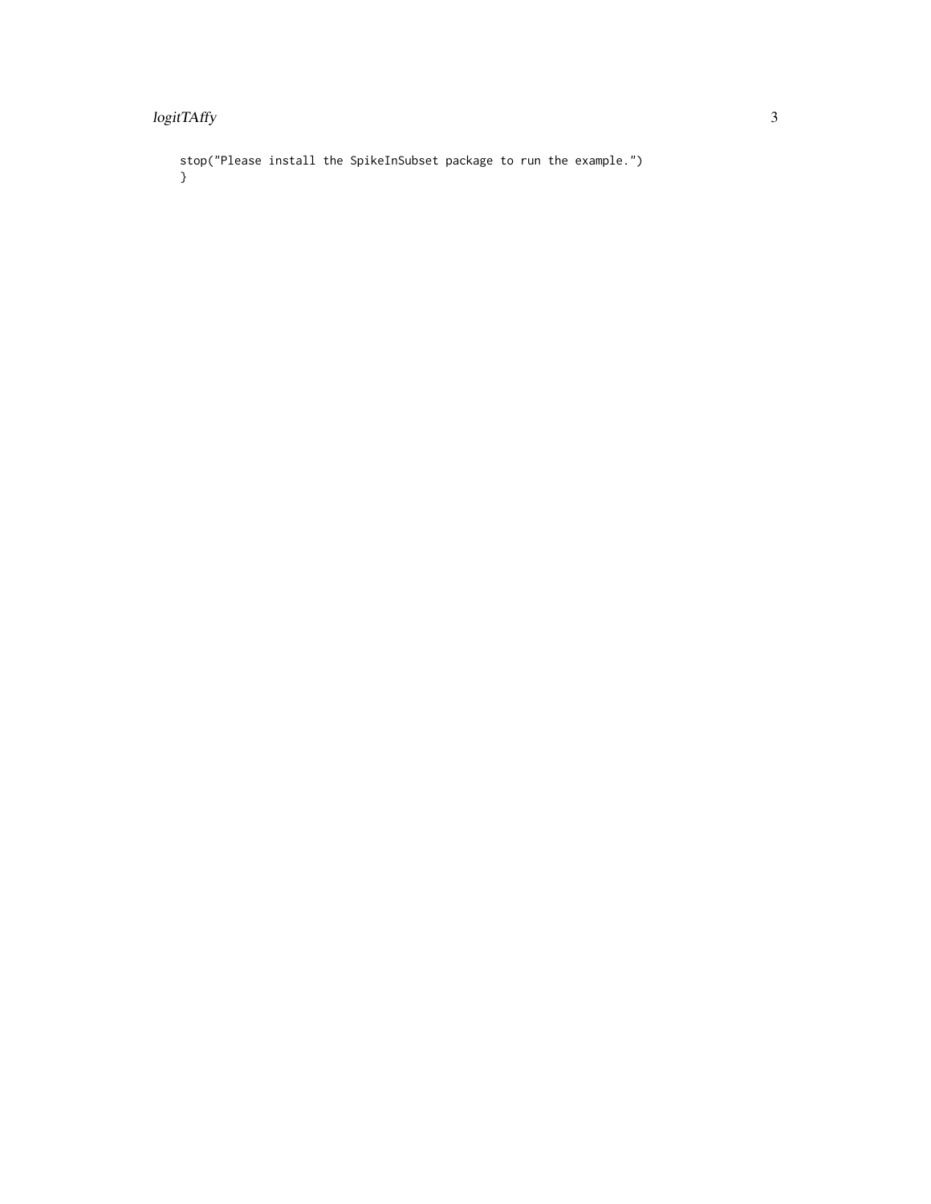```
stop("Please install the SpikeInSubset package to run the example.")
}
```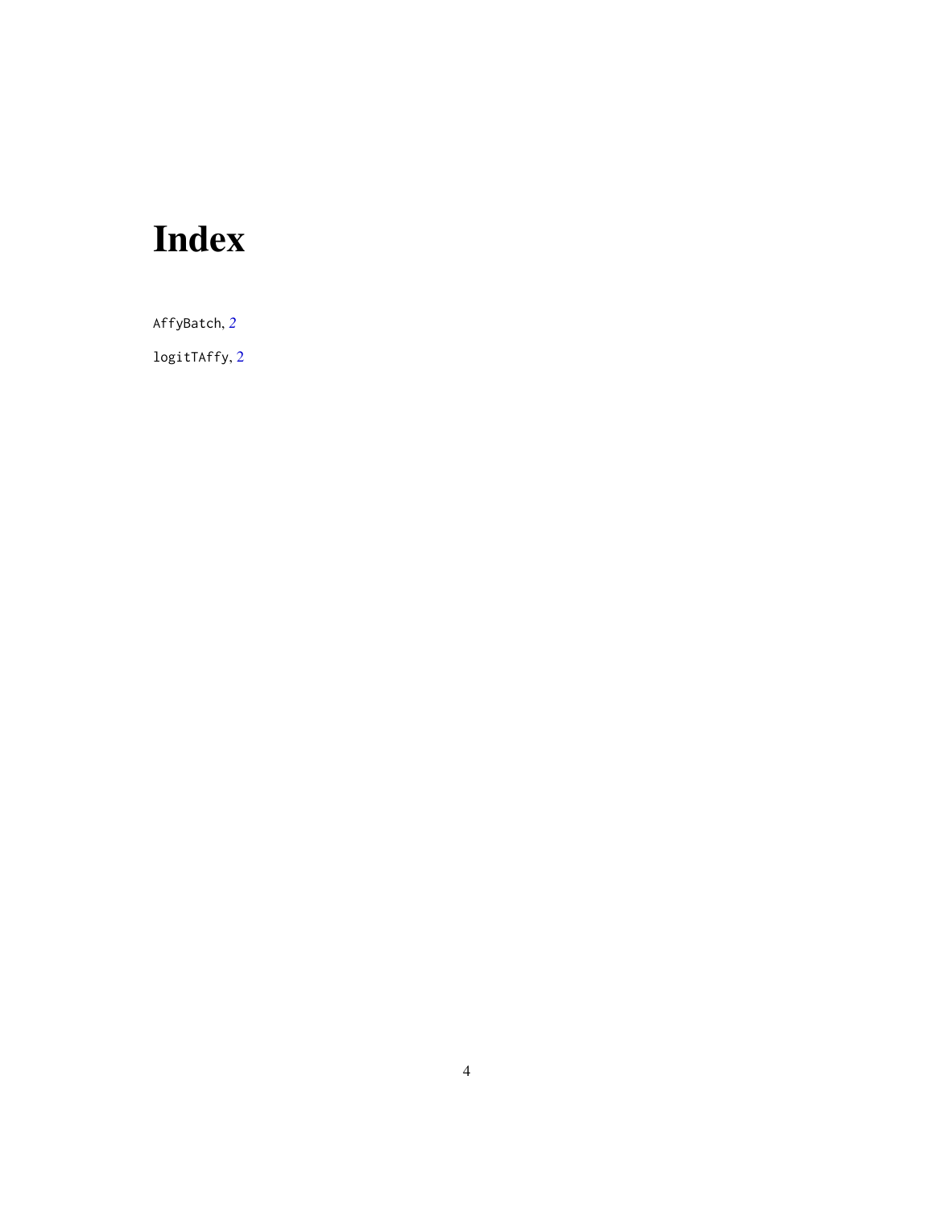# Index

AffyBatch, *2*

logitTAffy, 2